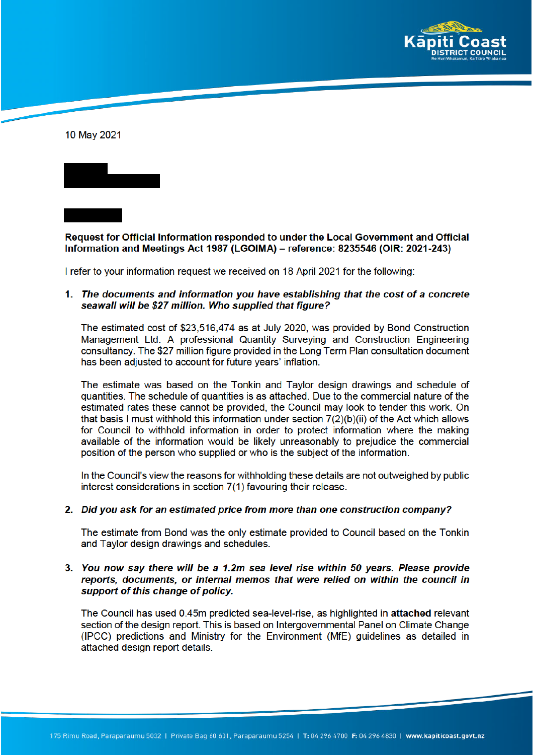10 May 2021

**Request for Official Information responded to under the Local Government and Official Information and Meetings Act 1987 (LGOIMA) – reference: 8235546 (OIR: 2021-243)**

I refer to your information request we received on 18 April 2021 for the following:

1. ***The documents and information you have establishing that the cost of a concrete seawall will be $27 million. Who supplied that figure?***

   The estimated cost of $23,516,474 as at July 2020, was provided by Bond Construction Management Ltd. A professional Quantity Surveying and Construction Engineering consultancy. The $27 million figure provided in the Long Term Plan consultation document has been adjusted to account for future years' inflation.

   The estimate was based on the Tonkin and Taylor design drawings and schedule of quantities. The schedule of quantities is as attached. Due to the commercial nature of the estimated rates these cannot be provided, the Council may look to tender this work. On that basis I must withhold this information under section 7(2)(b)(ii) of the Act which allows for Council to withhold information in order to protect information where the making available of the information would be likely unreasonably to prejudice the commercial position of the person who supplied or who is the subject of the information.

   In the Council's view the reasons for withholding these details are not outweighed by public interest considerations in section 7(1) favouring their release.

2. ***Did you ask for an estimated price from more than one construction company?***

   The estimate from Bond was the only estimate provided to Council based on the Tonkin and Taylor design drawings and schedules.

3. ***You now say there will be a 1.2m sea level rise within 50 years. Please provide reports, documents, or internal memos that were relied on within the council in support of this change of policy.***

   The Council has used 0.45m predicted sea-level-rise, as highlighted in **attached** relevant section of the design report. This is based on Intergovernmental Panel on Climate Change (IPCC) predictions and Ministry for the Environment (MfE) guidelines as detailed in attached design report details.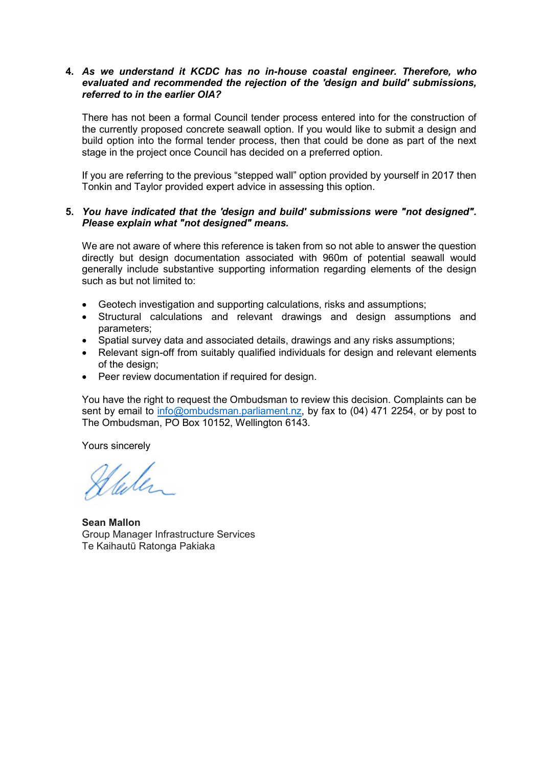4. ***As we understand it KCDC has no in-house coastal engineer. Therefore, who evaluated and recommended the rejection of the 'design and build' submissions, referred to in the earlier OIA?***

   There has not been a formal Council tender process entered into for the construction of the currently proposed concrete seawall option. If you would like to submit a design and build option into the formal tender process, then that could be done as part of the next stage in the project once Council has decided on a preferred option.

   If you are referring to the previous "stepped wall" option provided by yourself in 2017 then Tonkin and Taylor provided expert advice in assessing this option.

5. ***You have indicated that the 'design and build' submissions were "not designed". Please explain what "not designed" means.***

   We are not aware of where this reference is taken from so not able to answer the question directly but design documentation associated with 960m of potential seawall would generally include substantive supporting information regarding elements of the design such as but not limited to:

   - Geotech investigation and supporting calculations, risks and assumptions;
   - Structural calculations and relevant drawings and design assumptions and parameters;
   - Spatial survey data and associated details, drawings and any risks assumptions;
   - Relevant sign-off from suitably qualified individuals for design and relevant elements of the design;
   - Peer review documentation if required for design.

You have the right to request the Ombudsman to review this decision. Complaints can be sent by email to info@ombudsman.parliament.nz, by fax to (04) 471 2254, or by post to The Ombudsman, PO Box 10152, Wellington 6143.

Yours sincerely

**Sean Mallon**
Group Manager Infrastructure Services
Te Kaihautū Ratonga Pakiaka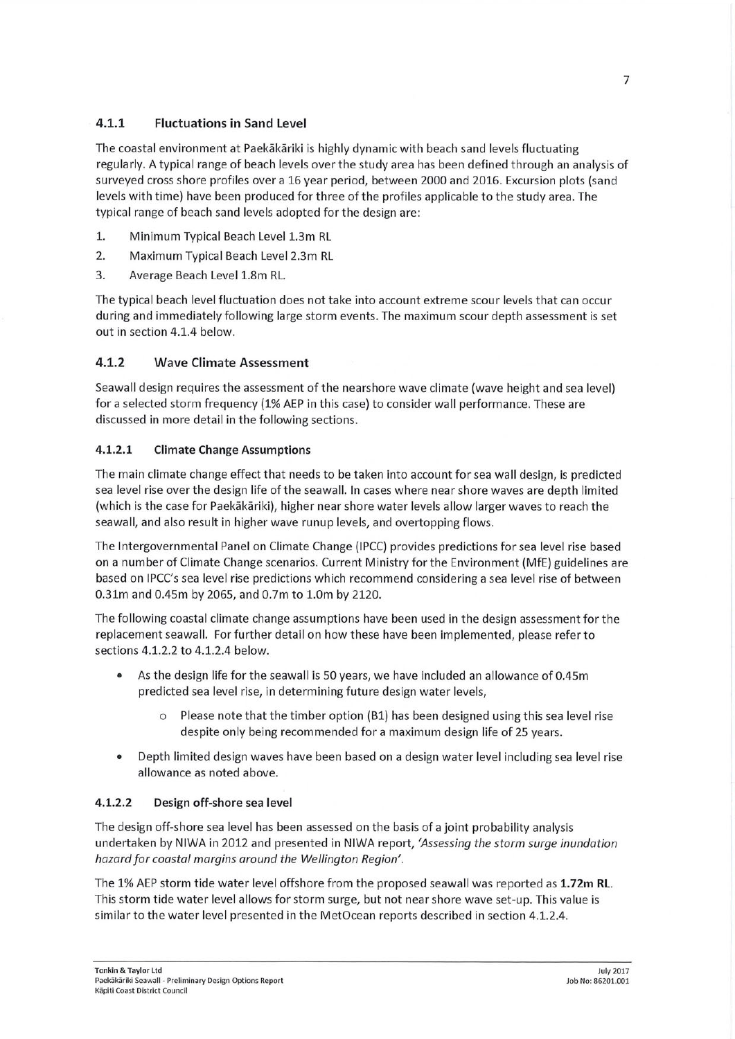### 4.1.1 Fluctuations in Sand Level

The coastal environment at Paekākāriki is highly dynamic with beach sand levels fluctuating regularly. A typical range of beach levels over the study area has been defined through an analysis of surveyed cross shore profiles over a 16 year period, between 2000 and 2016. Excursion plots (sand levels with time) have been produced for three of the profiles applicable to the study area. The typical range of beach sand levels adopted for the design are:

1. Minimum Typical Beach Level 1.3m RL
2. Maximum Typical Beach Level 2.3m RL
3. Average Beach Level 1.8m RL.

The typical beach level fluctuation does not take into account extreme scour levels that can occur during and immediately following large storm events. The maximum scour depth assessment is set out in section 4.1.4 below.

### 4.1.2 Wave Climate Assessment

Seawall design requires the assessment of the nearshore wave climate (wave height and sea level) for a selected storm frequency (1% AEP in this case) to consider wall performance. These are discussed in more detail in the following sections.

#### 4.1.2.1 Climate Change Assumptions

The main climate change effect that needs to be taken into account for sea wall design, is predicted sea level rise over the design life of the seawall. In cases where near shore waves are depth limited (which is the case for Paekākāriki), higher near shore water levels allow larger waves to reach the seawall, and also result in higher wave runup levels, and overtopping flows.

The Intergovernmental Panel on Climate Change (IPCC) provides predictions for sea level rise based on a number of Climate Change scenarios. Current Ministry for the Environment (MfE) guidelines are based on IPCC's sea level rise predictions which recommend considering a sea level rise of between 0.31m and 0.45m by 2065, and 0.7m to 1.0m by 2120.

The following coastal climate change assumptions have been used in the design assessment for the replacement seawall. For further detail on how these have been implemented, please refer to sections 4.1.2.2 to 4.1.2.4 below.

- As the design life for the seawall is 50 years, we have included an allowance of 0.45m predicted sea level rise, in determining future design water levels,
  - Please note that the timber option (B1) has been designed using this sea level rise despite only being recommended for a maximum design life of 25 years.
- Depth limited design waves have been based on a design water level including sea level rise allowance as noted above.

#### 4.1.2.2 Design off-shore sea level

The design off-shore sea level has been assessed on the basis of a joint probability analysis undertaken by NIWA in 2012 and presented in NIWA report, *'Assessing the storm surge inundation hazard for coastal margins around the Wellington Region'*.

The 1% AEP storm tide water level offshore from the proposed seawall was reported as **1.72m RL**. This storm tide water level allows for storm surge, but not near shore wave set-up. This value is similar to the water level presented in the MetOcean reports described in section 4.1.2.4.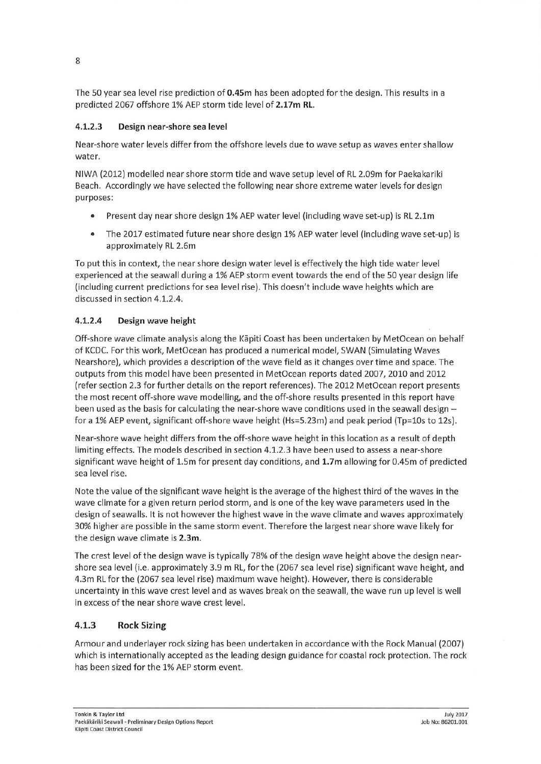The 50 year sea level rise prediction of **0.45m** has been adopted for the design. This results in a predicted 2067 offshore 1% AEP storm tide level of **2.17m RL.**

#### 4.1.2.3 Design near-shore sea level

Near-shore water levels differ from the offshore levels due to wave setup as waves enter shallow water.

NIWA (2012) modelled near shore storm tide and wave setup level of RL 2.09m for Paekakariki Beach. Accordingly we have selected the following near shore extreme water levels for design purposes:

- Present day near shore design 1% AEP water level (including wave set-up) is RL 2.1m
- The 2017 estimated future near shore design 1% AEP water level (including wave set-up) is approximately RL 2.6m

To put this in context, the near shore design water level is effectively the high tide water level experienced at the seawall during a 1% AEP storm event towards the end of the 50 year design life (including current predictions for sea level rise). This doesn't include wave heights which are discussed in section 4.1.2.4.

#### 4.1.2.4 Design wave height

Off-shore wave climate analysis along the Kāpiti Coast has been undertaken by MetOcean on behalf of KCDC. For this work, MetOcean has produced a numerical model, SWAN (Simulating Waves Nearshore), which provides a description of the wave field as it changes over time and space. The outputs from this model have been presented in MetOcean reports dated 2007, 2010 and 2012 (refer section 2.3 for further details on the report references). The 2012 MetOcean report presents the most recent off-shore wave modelling, and the off-shore results presented in this report have been used as the basis for calculating the near-shore wave conditions used in the seawall design – for a 1% AEP event, significant off-shore wave height (Hs=5.23m) and peak period (Tp=10s to 12s).

Near-shore wave height differs from the off-shore wave height in this location as a result of depth limiting effects. The models described in section 4.1.2.3 have been used to assess a near-shore significant wave height of 1.5m for present day conditions, and **1.7m** allowing for 0.45m of predicted sea level rise.

Note the value of the significant wave height is the average of the highest third of the waves in the wave climate for a given return period storm, and is one of the key wave parameters used in the design of seawalls. It is not however the highest wave in the wave climate and waves approximately 30% higher are possible in the same storm event. Therefore the largest near shore wave likely for the design wave climate is **2.3m**.

The crest level of the design wave is typically 78% of the design wave height above the design near-shore sea level (i.e. approximately 3.9 m RL, for the (2067 sea level rise) significant wave height, and 4.3m RL for the (2067 sea level rise) maximum wave height). However, there is considerable uncertainty in this wave crest level and as waves break on the seawall, the wave run up level is well in excess of the near shore wave crest level.

### 4.1.3 Rock Sizing

Armour and underlayer rock sizing has been undertaken in accordance with the Rock Manual (2007) which is internationally accepted as the leading design guidance for coastal rock protection. The rock has been sized for the 1% AEP storm event.